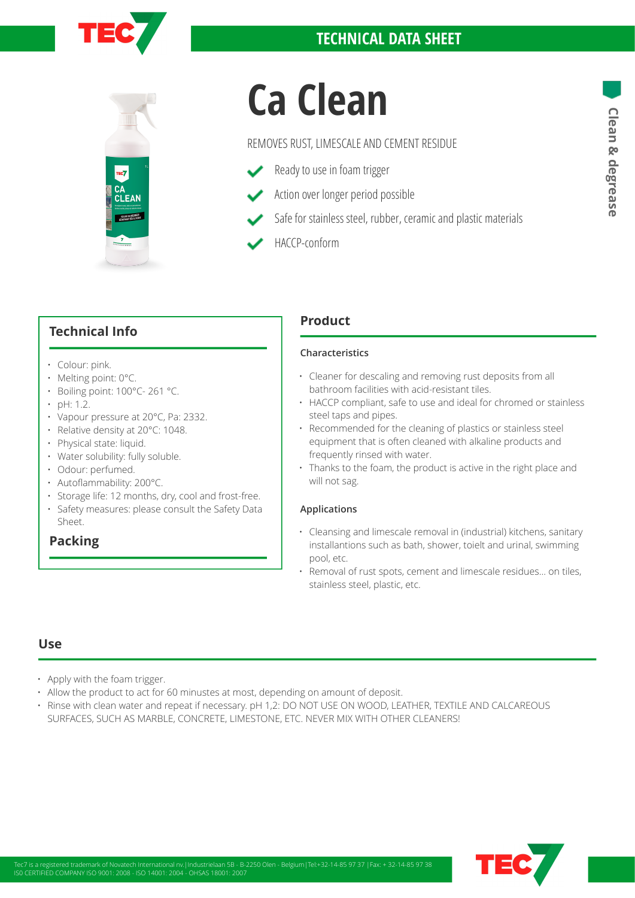TECHNICAL DATA SHEET

# Ca Clean

REMOVES RUST, LIMESCALE AND CEMENT RESIDUE

- Ready to use in foam trigger
- Action over longer period possible
- Safe for stainless steel, rubber, ceramic and plastic materials
- HACCP-conform

Clean & degrease

## Technical Info

- Colour: pink.
- Melting point: 0°C.
- Boiling point: 100°C- 261 °C.
- pH: 1.2.
- Vapour pressure at 20°C, Pa: 2332.
- Relative density at 20°C: 1048.
- Physical state: liquid.
- Water solubility: fully soluble.
- Odour: perfumed.
- Autoflammability: 200°C.
- Storage life: 12 months, dry, cool and frost-free.
- Safety measures: please consult the Safety Data Sheet.

## Packing

## Product

### Characteristics

- Cleaner for descaling and removing rust deposits from all bathroom facilities with acid-resistant tiles.
- HACCP compliant, safe to use and ideal for chromed or stainless steel taps and pipes.
- Recommended for the cleaning of plastics or stainless steel equipment that is often cleaned with alkaline products and frequently rinsed with water.
- Thanks to the foam, the product is active in the right place and will not sag.

### Applications

- Cleansing and limescale removal in (industrial) kitchens, sanitary installantions such as bath, shower, toielt and urinal, swimming pool, etc.
- Removal of rust spots, cement and limescale residues... on tiles, stainless steel, plastic, etc.

## Use

- Apply with the foam trigger.
- Allow the product to act for 60 minustes at most, depending on amount of deposit.
- Rinse with clean water and repeat if necessary. pH 1,2: DO NOT USE ON WOOD, LEATHER, TEXTILE AND CALCAREOUS SURFACES, SUCH AS MARBLE, CONCRETE, LIMESTONE, ETC. NEVER MIX WITH OTHER CLEANERS!

Tec7 is a registered trademark of Novatech International nv.|Industrielaan 5B - B-2250 Olen - Belgium|Tel:+32-14-85 97 37 |Fax: + 32-14-85 97 38
ISO CERTIFIED COMPANY ISO 9001: 2008 - ISO 14001: 2004 - OHSAS 18001: 2007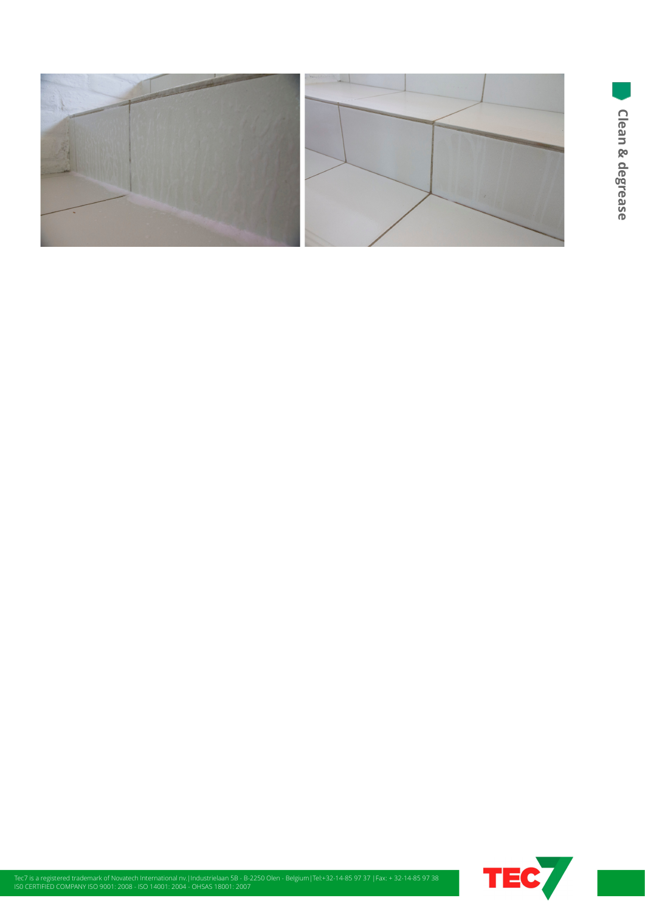Clean & degrease

Tec7 is a registered trademark of Novatech International nv.|Industrielaan 5B - B-2250 Olen - Belgium|Tel:+32-14-85 97 37 |Fax: + 32-14-85 97 38
IS0 CERTIFIED COMPANY ISO 9001: 2008 - ISO 14001: 2004 - OHSAS 18001: 2007